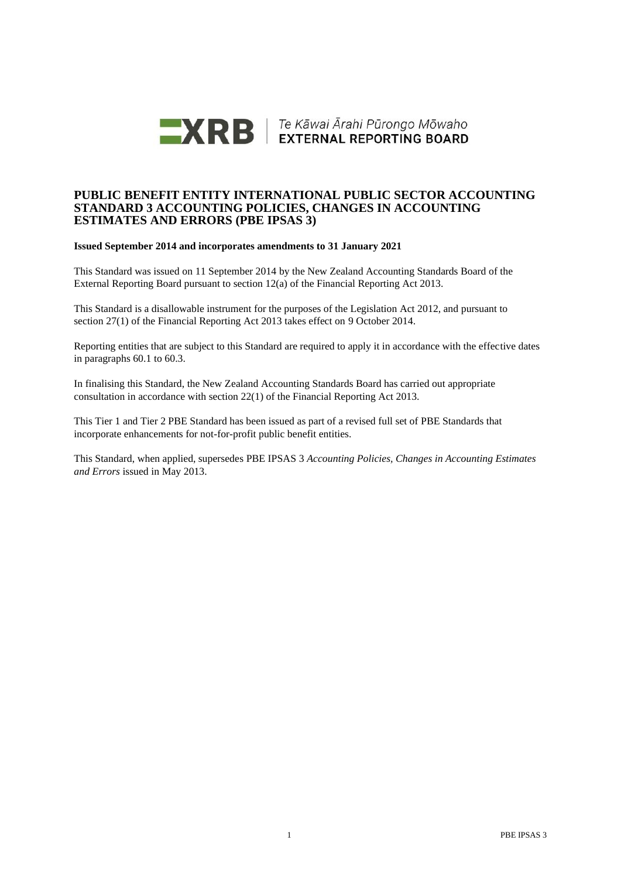XRB | Te Kāwai Ārahi Pūrongo Mōwaho
EXTERNAL REPORTING BOARD

# PUBLIC BENEFIT ENTITY INTERNATIONAL PUBLIC SECTOR ACCOUNTING STANDARD 3 ACCOUNTING POLICIES, CHANGES IN ACCOUNTING ESTIMATES AND ERRORS (PBE IPSAS 3)

**Issued September 2014 and incorporates amendments to 31 January 2021**

This Standard was issued on 11 September 2014 by the New Zealand Accounting Standards Board of the External Reporting Board pursuant to section 12(a) of the Financial Reporting Act 2013.

This Standard is a disallowable instrument for the purposes of the Legislation Act 2012, and pursuant to section 27(1) of the Financial Reporting Act 2013 takes effect on 9 October 2014.

Reporting entities that are subject to this Standard are required to apply it in accordance with the effective dates in paragraphs 60.1 to 60.3.

In finalising this Standard, the New Zealand Accounting Standards Board has carried out appropriate consultation in accordance with section 22(1) of the Financial Reporting Act 2013.

This Tier 1 and Tier 2 PBE Standard has been issued as part of a revised full set of PBE Standards that incorporate enhancements for not-for-profit public benefit entities.

This Standard, when applied, supersedes PBE IPSAS 3 *Accounting Policies, Changes in Accounting Estimates and Errors* issued in May 2013.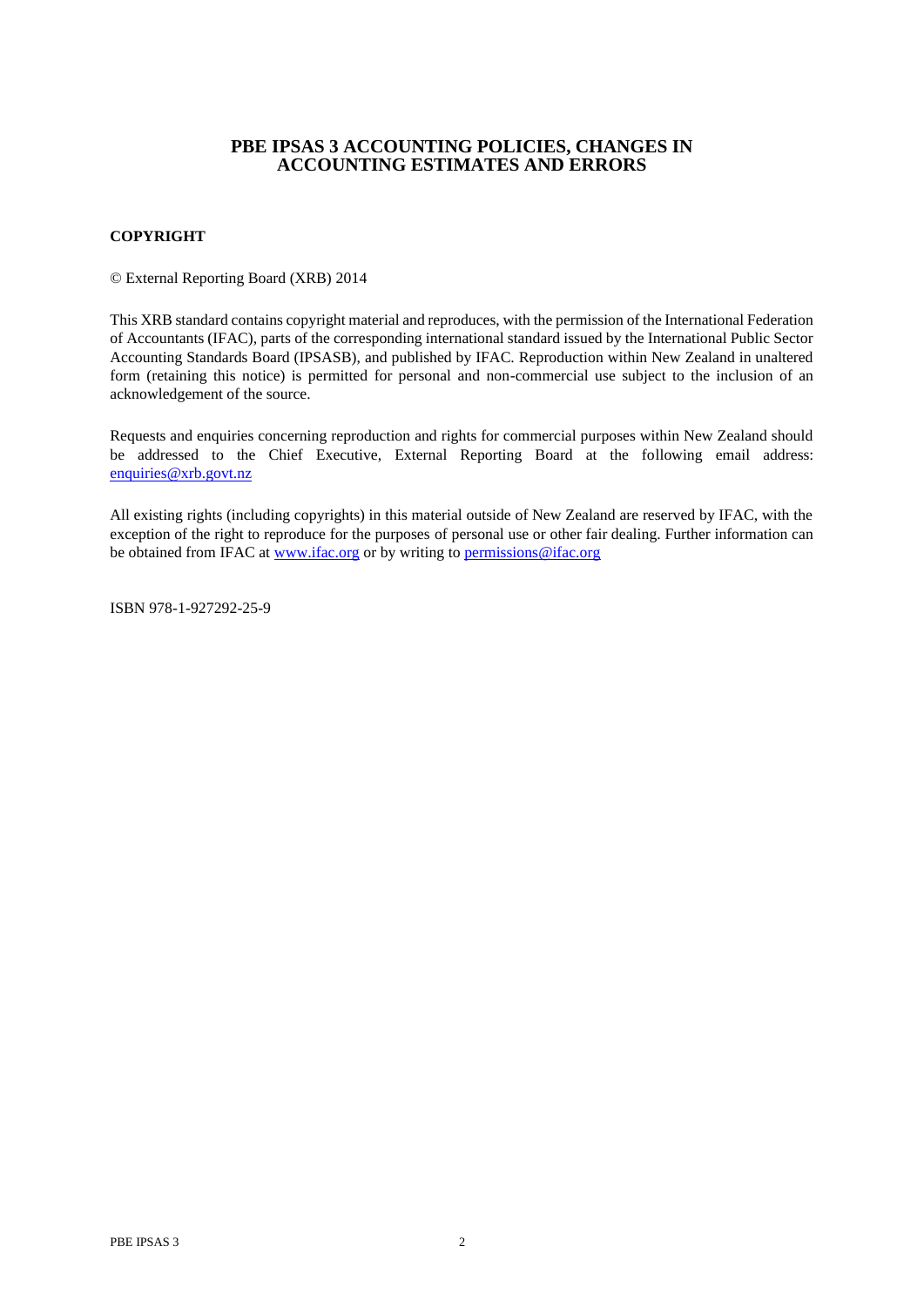# PBE IPSAS 3 ACCOUNTING POLICIES, CHANGES IN ACCOUNTING ESTIMATES AND ERRORS

## COPYRIGHT

© External Reporting Board (XRB) 2014

This XRB standard contains copyright material and reproduces, with the permission of the International Federation of Accountants (IFAC), parts of the corresponding international standard issued by the International Public Sector Accounting Standards Board (IPSASB), and published by IFAC. Reproduction within New Zealand in unaltered form (retaining this notice) is permitted for personal and non-commercial use subject to the inclusion of an acknowledgement of the source.

Requests and enquiries concerning reproduction and rights for commercial purposes within New Zealand should be addressed to the Chief Executive, External Reporting Board at the following email address: enquiries@xrb.govt.nz

All existing rights (including copyrights) in this material outside of New Zealand are reserved by IFAC, with the exception of the right to reproduce for the purposes of personal use or other fair dealing. Further information can be obtained from IFAC at www.ifac.org or by writing to permissions@ifac.org

ISBN 978-1-927292-25-9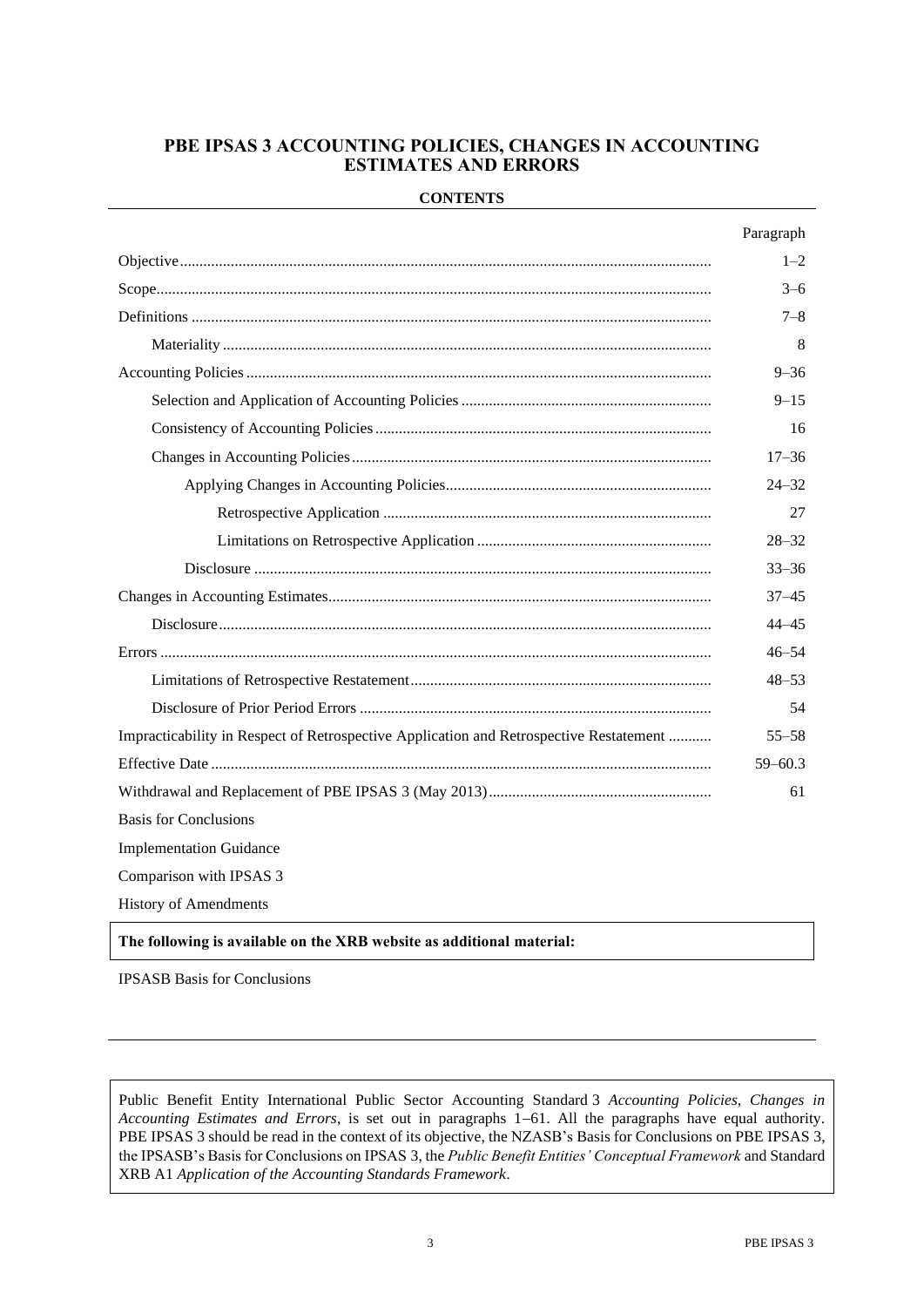# PBE IPSAS 3 ACCOUNTING POLICIES, CHANGES IN ACCOUNTING ESTIMATES AND ERRORS

**CONTENTS**

| | Paragraph |
|---|---|
| Objective | 1–2 |
| Scope | 3–6 |
| Definitions | 7–8 |
| Materiality | 8 |
| Accounting Policies | 9–36 |
| Selection and Application of Accounting Policies | 9–15 |
| Consistency of Accounting Policies | 16 |
| Changes in Accounting Policies | 17–36 |
| Applying Changes in Accounting Policies | 24–32 |
| Retrospective Application | 27 |
| Limitations on Retrospective Application | 28–32 |
| Disclosure | 33–36 |
| Changes in Accounting Estimates | 37–45 |
| Disclosure | 44–45 |
| Errors | 46–54 |
| Limitations of Retrospective Restatement | 48–53 |
| Disclosure of Prior Period Errors | 54 |
| Impracticability in Respect of Retrospective Application and Retrospective Restatement | 55–58 |
| Effective Date | 59–60.3 |
| Withdrawal and Replacement of PBE IPSAS 3 (May 2013) | 61 |

Basis for Conclusions

Implementation Guidance

Comparison with IPSAS 3

History of Amendments

**The following is available on the XRB website as additional material:**

IPSASB Basis for Conclusions

Public Benefit Entity International Public Sector Accounting Standard 3 *Accounting Policies, Changes in Accounting Estimates and Errors*, is set out in paragraphs 1–61. All the paragraphs have equal authority. PBE IPSAS 3 should be read in the context of its objective, the NZASB's Basis for Conclusions on PBE IPSAS 3, the IPSASB's Basis for Conclusions on IPSAS 3, the *Public Benefit Entities' Conceptual Framework* and Standard XRB A1 *Application of the Accounting Standards Framework*.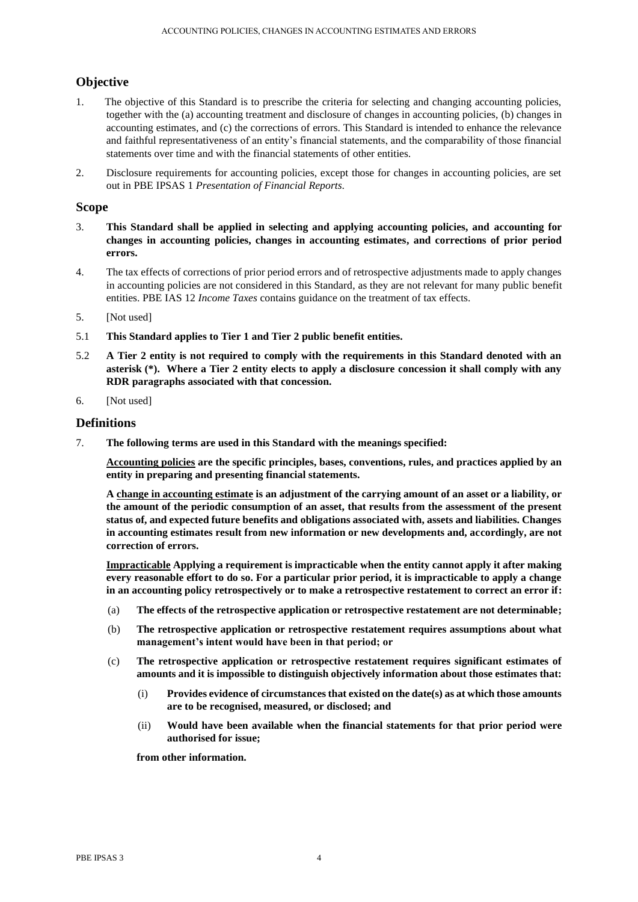## Objective

1. The objective of this Standard is to prescribe the criteria for selecting and changing accounting policies, together with the (a) accounting treatment and disclosure of changes in accounting policies, (b) changes in accounting estimates, and (c) the corrections of errors. This Standard is intended to enhance the relevance and faithful representativeness of an entity's financial statements, and the comparability of those financial statements over time and with the financial statements of other entities.

2. Disclosure requirements for accounting policies, except those for changes in accounting policies, are set out in PBE IPSAS 1 *Presentation of Financial Reports*.

## Scope

3. **This Standard shall be applied in selecting and applying accounting policies, and accounting for changes in accounting policies, changes in accounting estimates, and corrections of prior period errors.**

4. The tax effects of corrections of prior period errors and of retrospective adjustments made to apply changes in accounting policies are not considered in this Standard, as they are not relevant for many public benefit entities. PBE IAS 12 *Income Taxes* contains guidance on the treatment of tax effects.

5. [Not used]

5.1 **This Standard applies to Tier 1 and Tier 2 public benefit entities.**

5.2 **A Tier 2 entity is not required to comply with the requirements in this Standard denoted with an asterisk (*). Where a Tier 2 entity elects to apply a disclosure concession it shall comply with any RDR paragraphs associated with that concession.**

6. [Not used]

## Definitions

7. **The following terms are used in this Standard with the meanings specified:**

   **<u>Accounting policies</u> are the specific principles, bases, conventions, rules, and practices applied by an entity in preparing and presenting financial statements.**

   **A <u>change in accounting estimate</u> is an adjustment of the carrying amount of an asset or a liability, or the amount of the periodic consumption of an asset, that results from the assessment of the present status of, and expected future benefits and obligations associated with, assets and liabilities. Changes in accounting estimates result from new information or new developments and, accordingly, are not correction of errors.**

   **<u>Impracticable</u> Applying a requirement is impracticable when the entity cannot apply it after making every reasonable effort to do so. For a particular prior period, it is impracticable to apply a change in an accounting policy retrospectively or to make a retrospective restatement to correct an error if:**

   (a) **The effects of the retrospective application or retrospective restatement are not determinable;**

   (b) **The retrospective application or retrospective restatement requires assumptions about what management's intent would have been in that period; or**

   (c) **The retrospective application or retrospective restatement requires significant estimates of amounts and it is impossible to distinguish objectively information about those estimates that:**

      (i) **Provides evidence of circumstances that existed on the date(s) as at which those amounts are to be recognised, measured, or disclosed; and**

      (ii) **Would have been available when the financial statements for that prior period were authorised for issue;**

   **from other information.**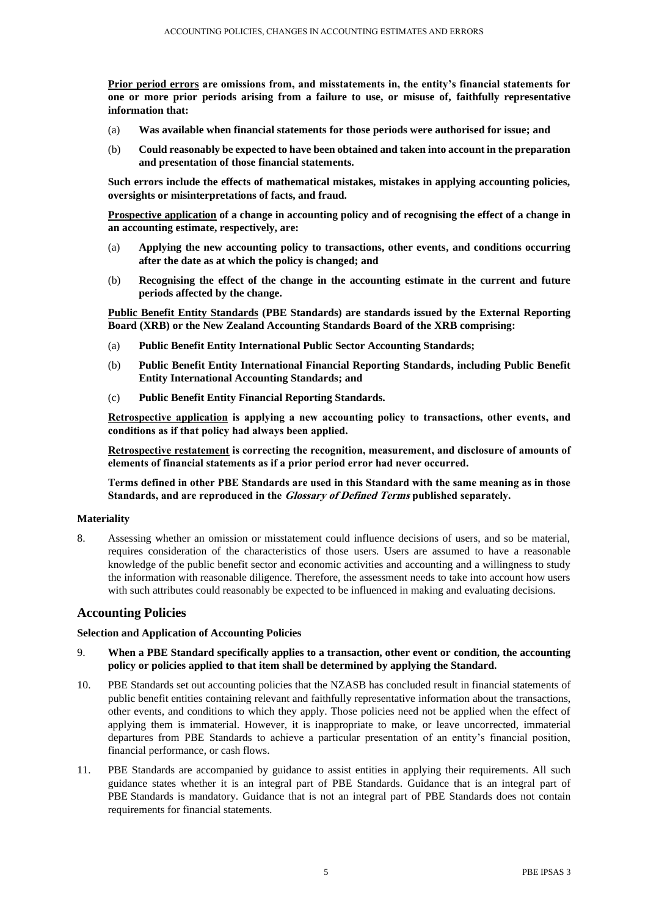**<u>Prior period errors</u> are omissions from, and misstatements in, the entity's financial statements for one or more prior periods arising from a failure to use, or misuse of, faithfully representative information that:**

(a) **Was available when financial statements for those periods were authorised for issue; and**

(b) **Could reasonably be expected to have been obtained and taken into account in the preparation and presentation of those financial statements.**

**Such errors include the effects of mathematical mistakes, mistakes in applying accounting policies, oversights or misinterpretations of facts, and fraud.**

**<u>Prospective application</u> of a change in accounting policy and of recognising the effect of a change in an accounting estimate, respectively, are:**

(a) **Applying the new accounting policy to transactions, other events, and conditions occurring after the date as at which the policy is changed; and**

(b) **Recognising the effect of the change in the accounting estimate in the current and future periods affected by the change.**

**<u>Public Benefit Entity Standards</u> (PBE Standards) are standards issued by the External Reporting Board (XRB) or the New Zealand Accounting Standards Board of the XRB comprising:**

(a) **Public Benefit Entity International Public Sector Accounting Standards;**

(b) **Public Benefit Entity International Financial Reporting Standards, including Public Benefit Entity International Accounting Standards; and**

(c) **Public Benefit Entity Financial Reporting Standards.**

**<u>Retrospective application</u> is applying a new accounting policy to transactions, other events, and conditions as if that policy had always been applied.**

**<u>Retrospective restatement</u> is correcting the recognition, measurement, and disclosure of amounts of elements of financial statements as if a prior period error had never occurred.**

**Terms defined in other PBE Standards are used in this Standard with the same meaning as in those Standards, and are reproduced in the *Glossary of Defined Terms* published separately.**

#### Materiality

8. Assessing whether an omission or misstatement could influence decisions of users, and so be material, requires consideration of the characteristics of those users. Users are assumed to have a reasonable knowledge of the public benefit sector and economic activities and accounting and a willingness to study the information with reasonable diligence. Therefore, the assessment needs to take into account how users with such attributes could reasonably be expected to be influenced in making and evaluating decisions.

## Accounting Policies

#### Selection and Application of Accounting Policies

9. **When a PBE Standard specifically applies to a transaction, other event or condition, the accounting policy or policies applied to that item shall be determined by applying the Standard.**

10. PBE Standards set out accounting policies that the NZASB has concluded result in financial statements of public benefit entities containing relevant and faithfully representative information about the transactions, other events, and conditions to which they apply. Those policies need not be applied when the effect of applying them is immaterial. However, it is inappropriate to make, or leave uncorrected, immaterial departures from PBE Standards to achieve a particular presentation of an entity's financial position, financial performance, or cash flows.

11. PBE Standards are accompanied by guidance to assist entities in applying their requirements. All such guidance states whether it is an integral part of PBE Standards. Guidance that is an integral part of PBE Standards is mandatory. Guidance that is not an integral part of PBE Standards does not contain requirements for financial statements.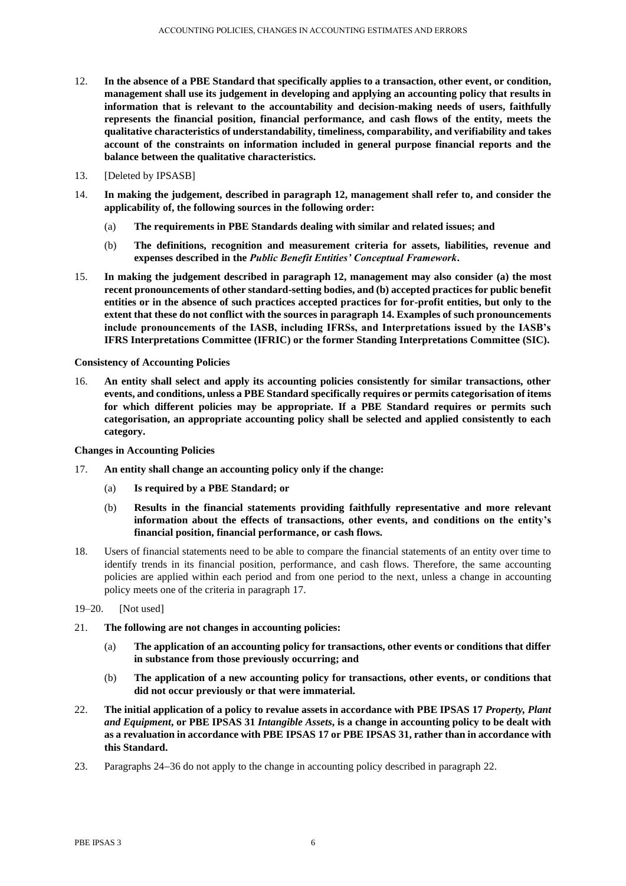12. **In the absence of a PBE Standard that specifically applies to a transaction, other event, or condition, management shall use its judgement in developing and applying an accounting policy that results in information that is relevant to the accountability and decision-making needs of users, faithfully represents the financial position, financial performance, and cash flows of the entity, meets the qualitative characteristics of understandability, timeliness, comparability, and verifiability and takes account of the constraints on information included in general purpose financial reports and the balance between the qualitative characteristics.**

13. [Deleted by IPSASB]

14. **In making the judgement, described in paragraph 12, management shall refer to, and consider the applicability of, the following sources in the following order:**

    (a) **The requirements in PBE Standards dealing with similar and related issues; and**

    (b) **The definitions, recognition and measurement criteria for assets, liabilities, revenue and expenses described in the *Public Benefit Entities' Conceptual Framework*.**

15. **In making the judgement described in paragraph 12, management may also consider (a) the most recent pronouncements of other standard-setting bodies, and (b) accepted practices for public benefit entities or in the absence of such practices accepted practices for for-profit entities, but only to the extent that these do not conflict with the sources in paragraph 14. Examples of such pronouncements include pronouncements of the IASB, including IFRSs, and Interpretations issued by the IASB's IFRS Interpretations Committee (IFRIC) or the former Standing Interpretations Committee (SIC).**

**Consistency of Accounting Policies**

16. **An entity shall select and apply its accounting policies consistently for similar transactions, other events, and conditions, unless a PBE Standard specifically requires or permits categorisation of items for which different policies may be appropriate. If a PBE Standard requires or permits such categorisation, an appropriate accounting policy shall be selected and applied consistently to each category.**

**Changes in Accounting Policies**

17. **An entity shall change an accounting policy only if the change:**

    (a) **Is required by a PBE Standard; or**

    (b) **Results in the financial statements providing faithfully representative and more relevant information about the effects of transactions, other events, and conditions on the entity's financial position, financial performance, or cash flows.**

18. Users of financial statements need to be able to compare the financial statements of an entity over time to identify trends in its financial position, performance, and cash flows. Therefore, the same accounting policies are applied within each period and from one period to the next, unless a change in accounting policy meets one of the criteria in paragraph 17.

19–20. [Not used]

21. **The following are not changes in accounting policies:**

    (a) **The application of an accounting policy for transactions, other events or conditions that differ in substance from those previously occurring; and**

    (b) **The application of a new accounting policy for transactions, other events, or conditions that did not occur previously or that were immaterial.**

22. **The initial application of a policy to revalue assets in accordance with PBE IPSAS 17 *Property, Plant and Equipment*, or PBE IPSAS 31 *Intangible Assets*, is a change in accounting policy to be dealt with as a revaluation in accordance with PBE IPSAS 17 or PBE IPSAS 31, rather than in accordance with this Standard.**

23. Paragraphs 24–36 do not apply to the change in accounting policy described in paragraph 22.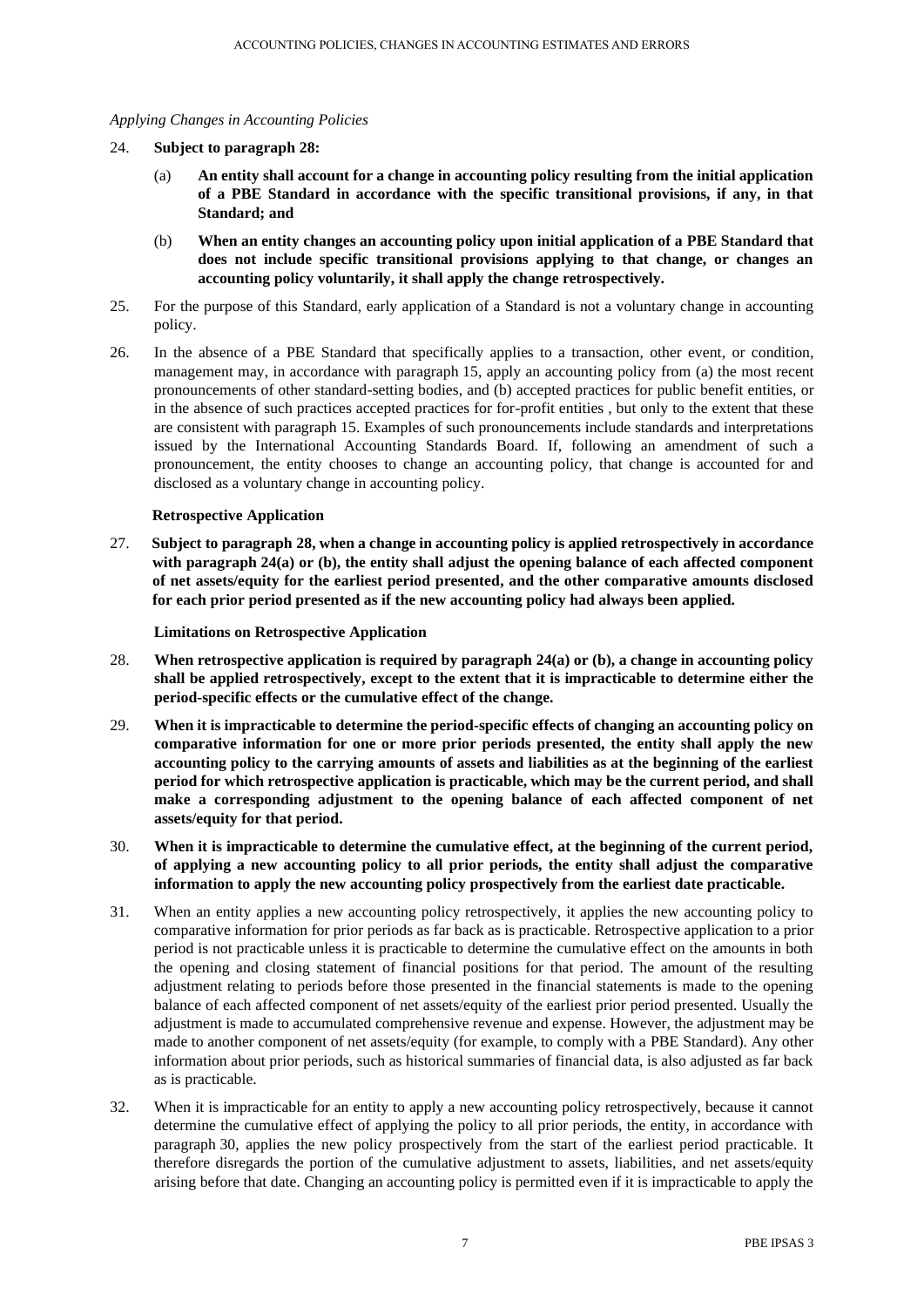*Applying Changes in Accounting Policies*

24. **Subject to paragraph 28:**

    (a) **An entity shall account for a change in accounting policy resulting from the initial application of a PBE Standard in accordance with the specific transitional provisions, if any, in that Standard; and**

    (b) **When an entity changes an accounting policy upon initial application of a PBE Standard that does not include specific transitional provisions applying to that change, or changes an accounting policy voluntarily, it shall apply the change retrospectively.**

25. For the purpose of this Standard, early application of a Standard is not a voluntary change in accounting policy.

26. In the absence of a PBE Standard that specifically applies to a transaction, other event, or condition, management may, in accordance with paragraph 15, apply an accounting policy from (a) the most recent pronouncements of other standard-setting bodies, and (b) accepted practices for public benefit entities, or in the absence of such practices accepted practices for for-profit entities , but only to the extent that these are consistent with paragraph 15. Examples of such pronouncements include standards and interpretations issued by the International Accounting Standards Board. If, following an amendment of such a pronouncement, the entity chooses to change an accounting policy, that change is accounted for and disclosed as a voluntary change in accounting policy.

**Retrospective Application**

27. **Subject to paragraph 28, when a change in accounting policy is applied retrospectively in accordance with paragraph 24(a) or (b), the entity shall adjust the opening balance of each affected component of net assets/equity for the earliest period presented, and the other comparative amounts disclosed for each prior period presented as if the new accounting policy had always been applied.**

**Limitations on Retrospective Application**

28. **When retrospective application is required by paragraph 24(a) or (b), a change in accounting policy shall be applied retrospectively, except to the extent that it is impracticable to determine either the period-specific effects or the cumulative effect of the change.**

29. **When it is impracticable to determine the period-specific effects of changing an accounting policy on comparative information for one or more prior periods presented, the entity shall apply the new accounting policy to the carrying amounts of assets and liabilities as at the beginning of the earliest period for which retrospective application is practicable, which may be the current period, and shall make a corresponding adjustment to the opening balance of each affected component of net assets/equity for that period.**

30. **When it is impracticable to determine the cumulative effect, at the beginning of the current period, of applying a new accounting policy to all prior periods, the entity shall adjust the comparative information to apply the new accounting policy prospectively from the earliest date practicable.**

31. When an entity applies a new accounting policy retrospectively, it applies the new accounting policy to comparative information for prior periods as far back as is practicable. Retrospective application to a prior period is not practicable unless it is practicable to determine the cumulative effect on the amounts in both the opening and closing statement of financial positions for that period. The amount of the resulting adjustment relating to periods before those presented in the financial statements is made to the opening balance of each affected component of net assets/equity of the earliest prior period presented. Usually the adjustment is made to accumulated comprehensive revenue and expense. However, the adjustment may be made to another component of net assets/equity (for example, to comply with a PBE Standard). Any other information about prior periods, such as historical summaries of financial data, is also adjusted as far back as is practicable.

32. When it is impracticable for an entity to apply a new accounting policy retrospectively, because it cannot determine the cumulative effect of applying the policy to all prior periods, the entity, in accordance with paragraph 30, applies the new policy prospectively from the start of the earliest period practicable. It therefore disregards the portion of the cumulative adjustment to assets, liabilities, and net assets/equity arising before that date. Changing an accounting policy is permitted even if it is impracticable to apply the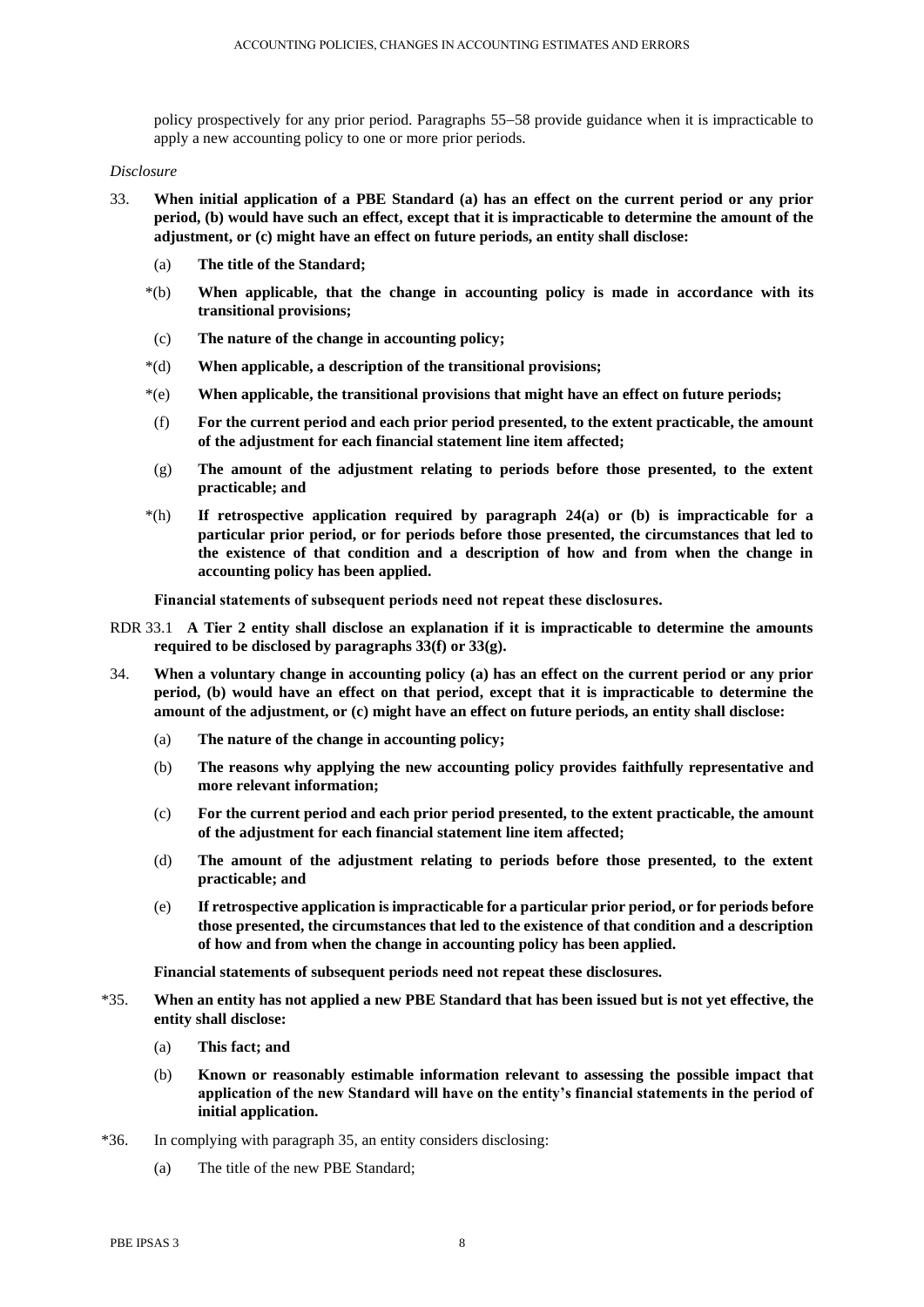policy prospectively for any prior period. Paragraphs 55–58 provide guidance when it is impracticable to apply a new accounting policy to one or more prior periods.

*Disclosure*

33. **When initial application of a PBE Standard (a) has an effect on the current period or any prior period, (b) would have such an effect, except that it is impracticable to determine the amount of the adjustment, or (c) might have an effect on future periods, an entity shall disclose:**

    (a) **The title of the Standard;**

    *(b) **When applicable, that the change in accounting policy is made in accordance with its transitional provisions;**

    (c) **The nature of the change in accounting policy;**

    *(d) **When applicable, a description of the transitional provisions;**

    *(e) **When applicable, the transitional provisions that might have an effect on future periods;**

    (f) **For the current period and each prior period presented, to the extent practicable, the amount of the adjustment for each financial statement line item affected;**

    (g) **The amount of the adjustment relating to periods before those presented, to the extent practicable; and**

    *(h) **If retrospective application required by paragraph 24(a) or (b) is impracticable for a particular prior period, or for periods before those presented, the circumstances that led to the existence of that condition and a description of how and from when the change in accounting policy has been applied.**

    **Financial statements of subsequent periods need not repeat these disclosures.**

RDR 33.1 **A Tier 2 entity shall disclose an explanation if it is impracticable to determine the amounts required to be disclosed by paragraphs 33(f) or 33(g).**

34. **When a voluntary change in accounting policy (a) has an effect on the current period or any prior period, (b) would have an effect on that period, except that it is impracticable to determine the amount of the adjustment, or (c) might have an effect on future periods, an entity shall disclose:**

    (a) **The nature of the change in accounting policy;**

    (b) **The reasons why applying the new accounting policy provides faithfully representative and more relevant information;**

    (c) **For the current period and each prior period presented, to the extent practicable, the amount of the adjustment for each financial statement line item affected;**

    (d) **The amount of the adjustment relating to periods before those presented, to the extent practicable; and**

    (e) **If retrospective application is impracticable for a particular prior period, or for periods before those presented, the circumstances that led to the existence of that condition and a description of how and from when the change in accounting policy has been applied.**

    **Financial statements of subsequent periods need not repeat these disclosures.**

*35. **When an entity has not applied a new PBE Standard that has been issued but is not yet effective, the entity shall disclose:**

    (a) **This fact; and**

    (b) **Known or reasonably estimable information relevant to assessing the possible impact that application of the new Standard will have on the entity's financial statements in the period of initial application.**

*36. In complying with paragraph 35, an entity considers disclosing:

    (a) The title of the new PBE Standard;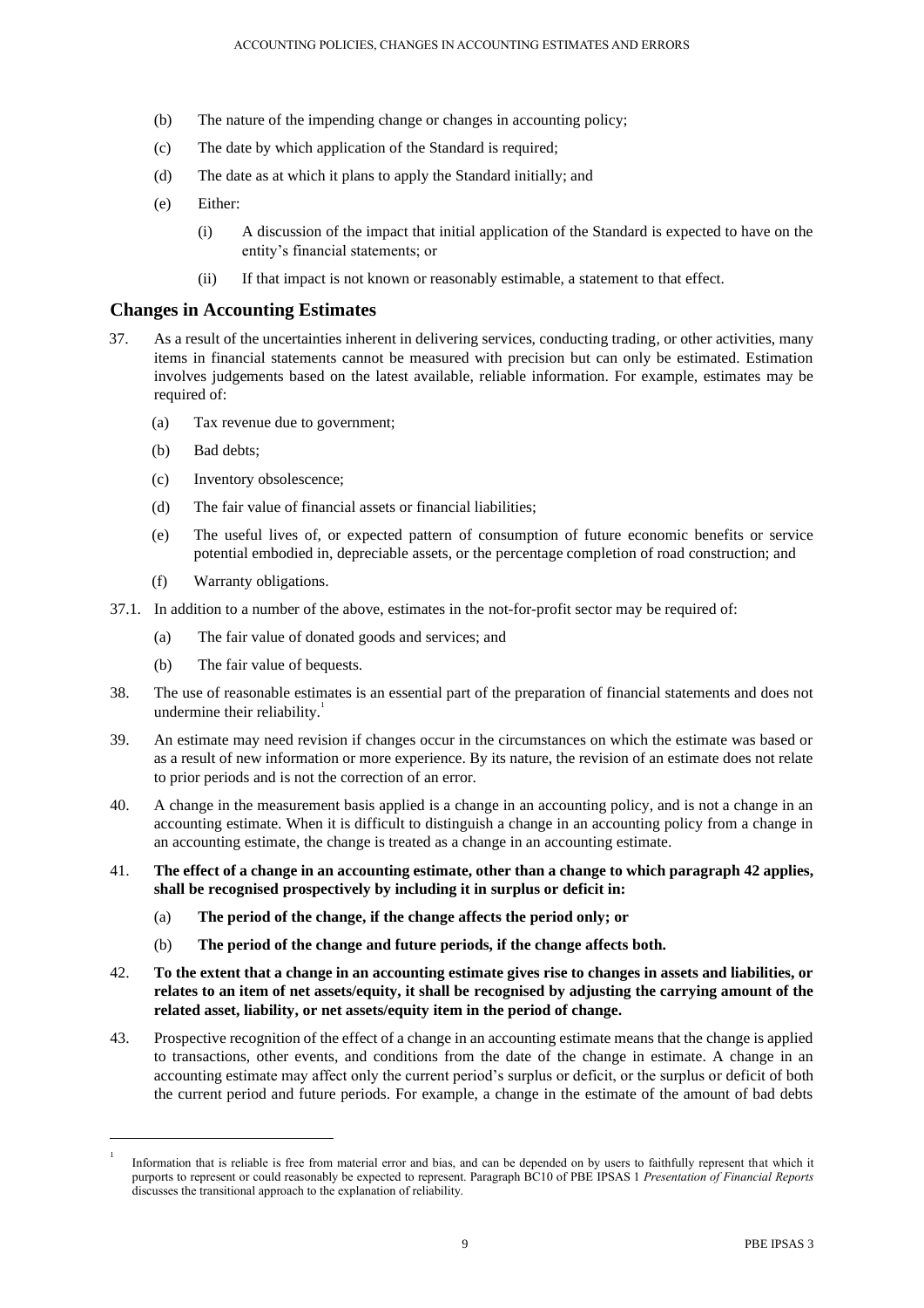(b) The nature of the impending change or changes in accounting policy;

(c) The date by which application of the Standard is required;

(d) The date as at which it plans to apply the Standard initially; and

(e) Either:

   (i) A discussion of the impact that initial application of the Standard is expected to have on the entity's financial statements; or

   (ii) If that impact is not known or reasonably estimable, a statement to that effect.

## Changes in Accounting Estimates

37. As a result of the uncertainties inherent in delivering services, conducting trading, or other activities, many items in financial statements cannot be measured with precision but can only be estimated. Estimation involves judgements based on the latest available, reliable information. For example, estimates may be required of:

   (a) Tax revenue due to government;

   (b) Bad debts;

   (c) Inventory obsolescence;

   (d) The fair value of financial assets or financial liabilities;

   (e) The useful lives of, or expected pattern of consumption of future economic benefits or service potential embodied in, depreciable assets, or the percentage completion of road construction; and

   (f) Warranty obligations.

37.1. In addition to a number of the above, estimates in the not-for-profit sector may be required of:

   (a) The fair value of donated goods and services; and

   (b) The fair value of bequests.

38. The use of reasonable estimates is an essential part of the preparation of financial statements and does not undermine their reliability.[1]

39. An estimate may need revision if changes occur in the circumstances on which the estimate was based or as a result of new information or more experience. By its nature, the revision of an estimate does not relate to prior periods and is not the correction of an error.

40. A change in the measurement basis applied is a change in an accounting policy, and is not a change in an accounting estimate. When it is difficult to distinguish a change in an accounting policy from a change in an accounting estimate, the change is treated as a change in an accounting estimate.

41. **The effect of a change in an accounting estimate, other than a change to which paragraph 42 applies, shall be recognised prospectively by including it in surplus or deficit in:**

   (a) **The period of the change, if the change affects the period only; or**

   (b) **The period of the change and future periods, if the change affects both.**

42. **To the extent that a change in an accounting estimate gives rise to changes in assets and liabilities, or relates to an item of net assets/equity, it shall be recognised by adjusting the carrying amount of the related asset, liability, or net assets/equity item in the period of change.**

43. Prospective recognition of the effect of a change in an accounting estimate means that the change is applied to transactions, other events, and conditions from the date of the change in estimate. A change in an accounting estimate may affect only the current period's surplus or deficit, or the surplus or deficit of both the current period and future periods. For example, a change in the estimate of the amount of bad debts

---

[1] Information that is reliable is free from material error and bias, and can be depended on by users to faithfully represent that which it purports to represent or could reasonably be expected to represent. Paragraph BC10 of PBE IPSAS 1 *Presentation of Financial Reports* discusses the transitional approach to the explanation of reliability.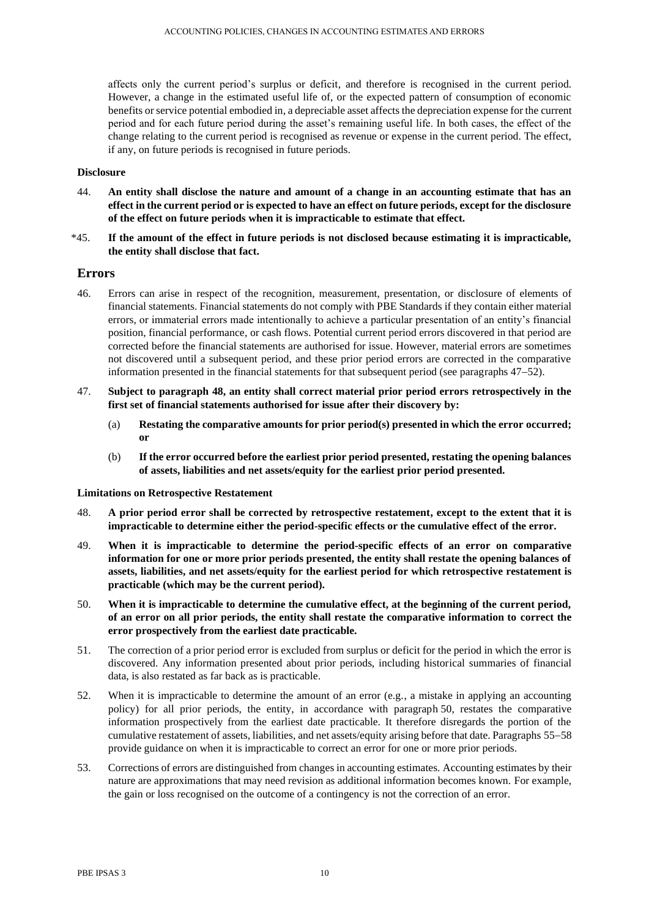affects only the current period's surplus or deficit, and therefore is recognised in the current period. However, a change in the estimated useful life of, or the expected pattern of consumption of economic benefits or service potential embodied in, a depreciable asset affects the depreciation expense for the current period and for each future period during the asset's remaining useful life. In both cases, the effect of the change relating to the current period is recognised as revenue or expense in the current period. The effect, if any, on future periods is recognised in future periods.

**Disclosure**

44. **An entity shall disclose the nature and amount of a change in an accounting estimate that has an effect in the current period or is expected to have an effect on future periods, except for the disclosure of the effect on future periods when it is impracticable to estimate that effect.**

*45. **If the amount of the effect in future periods is not disclosed because estimating it is impracticable, the entity shall disclose that fact.**

## Errors

46. Errors can arise in respect of the recognition, measurement, presentation, or disclosure of elements of financial statements. Financial statements do not comply with PBE Standards if they contain either material errors, or immaterial errors made intentionally to achieve a particular presentation of an entity's financial position, financial performance, or cash flows. Potential current period errors discovered in that period are corrected before the financial statements are authorised for issue. However, material errors are sometimes not discovered until a subsequent period, and these prior period errors are corrected in the comparative information presented in the financial statements for that subsequent period (see paragraphs 47–52).

47. **Subject to paragraph 48, an entity shall correct material prior period errors retrospectively in the first set of financial statements authorised for issue after their discovery by:**

    (a) **Restating the comparative amounts for prior period(s) presented in which the error occurred; or**

    (b) **If the error occurred before the earliest prior period presented, restating the opening balances of assets, liabilities and net assets/equity for the earliest prior period presented.**

**Limitations on Retrospective Restatement**

48. **A prior period error shall be corrected by retrospective restatement, except to the extent that it is impracticable to determine either the period-specific effects or the cumulative effect of the error.**

49. **When it is impracticable to determine the period-specific effects of an error on comparative information for one or more prior periods presented, the entity shall restate the opening balances of assets, liabilities, and net assets/equity for the earliest period for which retrospective restatement is practicable (which may be the current period).**

50. **When it is impracticable to determine the cumulative effect, at the beginning of the current period, of an error on all prior periods, the entity shall restate the comparative information to correct the error prospectively from the earliest date practicable.**

51. The correction of a prior period error is excluded from surplus or deficit for the period in which the error is discovered. Any information presented about prior periods, including historical summaries of financial data, is also restated as far back as is practicable.

52. When it is impracticable to determine the amount of an error (e.g., a mistake in applying an accounting policy) for all prior periods, the entity, in accordance with paragraph 50, restates the comparative information prospectively from the earliest date practicable. It therefore disregards the portion of the cumulative restatement of assets, liabilities, and net assets/equity arising before that date. Paragraphs 55–58 provide guidance on when it is impracticable to correct an error for one or more prior periods.

53. Corrections of errors are distinguished from changes in accounting estimates. Accounting estimates by their nature are approximations that may need revision as additional information becomes known. For example, the gain or loss recognised on the outcome of a contingency is not the correction of an error.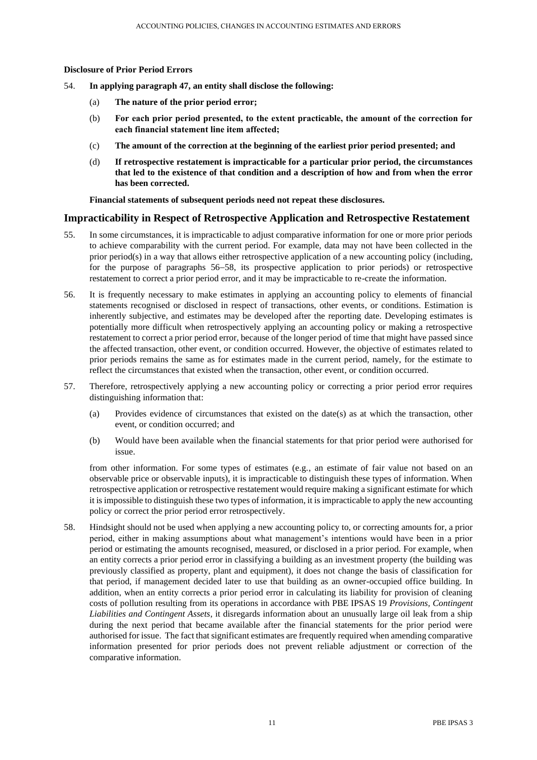### Disclosure of Prior Period Errors

54. **In applying paragraph 47, an entity shall disclose the following:**

    (a) **The nature of the prior period error;**

    (b) **For each prior period presented, to the extent practicable, the amount of the correction for each financial statement line item affected;**

    (c) **The amount of the correction at the beginning of the earliest prior period presented; and**

    (d) **If retrospective restatement is impracticable for a particular prior period, the circumstances that led to the existence of that condition and a description of how and from when the error has been corrected.**

    **Financial statements of subsequent periods need not repeat these disclosures.**

## Impracticability in Respect of Retrospective Application and Retrospective Restatement

55. In some circumstances, it is impracticable to adjust comparative information for one or more prior periods to achieve comparability with the current period. For example, data may not have been collected in the prior period(s) in a way that allows either retrospective application of a new accounting policy (including, for the purpose of paragraphs 56–58, its prospective application to prior periods) or retrospective restatement to correct a prior period error, and it may be impracticable to re-create the information.

56. It is frequently necessary to make estimates in applying an accounting policy to elements of financial statements recognised or disclosed in respect of transactions, other events, or conditions. Estimation is inherently subjective, and estimates may be developed after the reporting date. Developing estimates is potentially more difficult when retrospectively applying an accounting policy or making a retrospective restatement to correct a prior period error, because of the longer period of time that might have passed since the affected transaction, other event, or condition occurred. However, the objective of estimates related to prior periods remains the same as for estimates made in the current period, namely, for the estimate to reflect the circumstances that existed when the transaction, other event, or condition occurred.

57. Therefore, retrospectively applying a new accounting policy or correcting a prior period error requires distinguishing information that:

    (a) Provides evidence of circumstances that existed on the date(s) as at which the transaction, other event, or condition occurred; and

    (b) Would have been available when the financial statements for that prior period were authorised for issue.

    from other information. For some types of estimates (e.g., an estimate of fair value not based on an observable price or observable inputs), it is impracticable to distinguish these types of information. When retrospective application or retrospective restatement would require making a significant estimate for which it is impossible to distinguish these two types of information, it is impracticable to apply the new accounting policy or correct the prior period error retrospectively.

58. Hindsight should not be used when applying a new accounting policy to, or correcting amounts for, a prior period, either in making assumptions about what management's intentions would have been in a prior period or estimating the amounts recognised, measured, or disclosed in a prior period. For example, when an entity corrects a prior period error in classifying a building as an investment property (the building was previously classified as property, plant and equipment), it does not change the basis of classification for that period, if management decided later to use that building as an owner-occupied office building. In addition, when an entity corrects a prior period error in calculating its liability for provision of cleaning costs of pollution resulting from its operations in accordance with PBE IPSAS 19 *Provisions, Contingent Liabilities and Contingent Assets*, it disregards information about an unusually large oil leak from a ship during the next period that became available after the financial statements for the prior period were authorised for issue. The fact that significant estimates are frequently required when amending comparative information presented for prior periods does not prevent reliable adjustment or correction of the comparative information.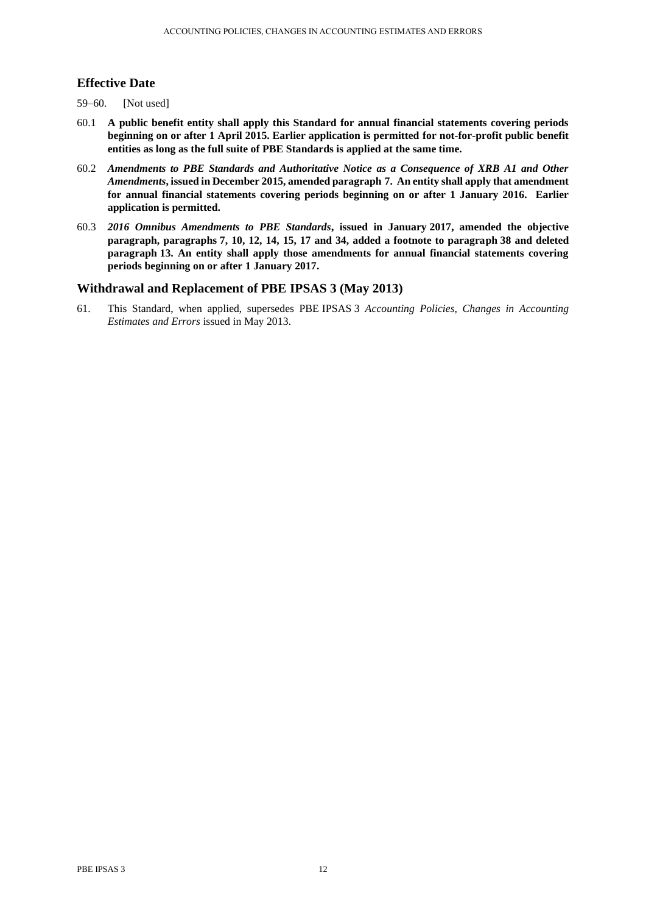## Effective Date

59–60. [Not used]

60.1 **A public benefit entity shall apply this Standard for annual financial statements covering periods beginning on or after 1 April 2015. Earlier application is permitted for not-for-profit public benefit entities as long as the full suite of PBE Standards is applied at the same time.**

60.2 ***Amendments to PBE Standards and Authoritative Notice as a Consequence of XRB A1 and Other Amendments*, issued in December 2015, amended paragraph 7. An entity shall apply that amendment for annual financial statements covering periods beginning on or after 1 January 2016. Earlier application is permitted.**

60.3 ***2016 Omnibus Amendments to PBE Standards*, issued in January 2017, amended the objective paragraph, paragraphs 7, 10, 12, 14, 15, 17 and 34, added a footnote to paragraph 38 and deleted paragraph 13. An entity shall apply those amendments for annual financial statements covering periods beginning on or after 1 January 2017.**

## Withdrawal and Replacement of PBE IPSAS 3 (May 2013)

61. This Standard, when applied, supersedes PBE IPSAS 3 *Accounting Policies, Changes in Accounting Estimates and Errors* issued in May 2013.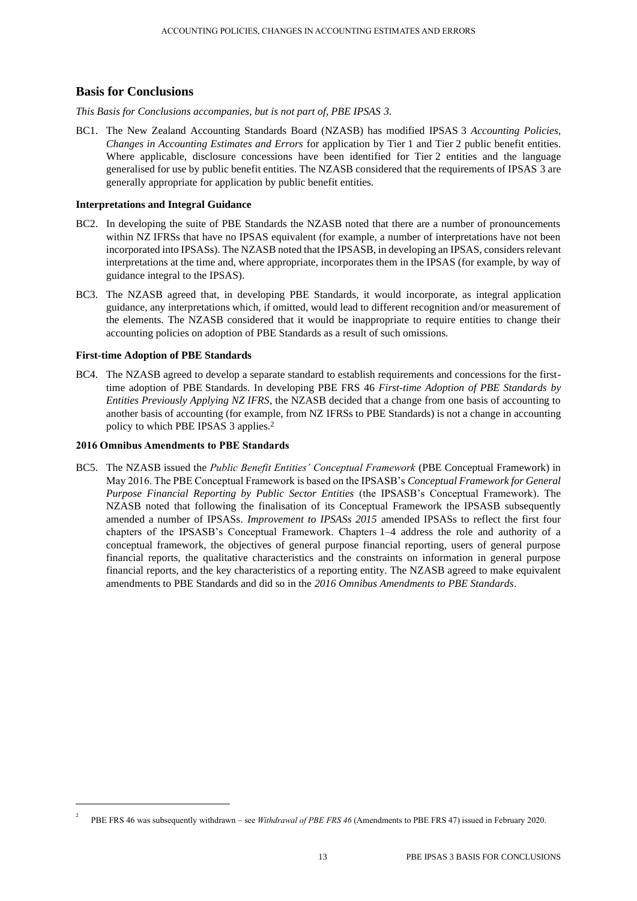## Basis for Conclusions

*This Basis for Conclusions accompanies, but is not part of, PBE IPSAS 3.*

BC1. The New Zealand Accounting Standards Board (NZASB) has modified IPSAS 3 *Accounting Policies, Changes in Accounting Estimates and Errors* for application by Tier 1 and Tier 2 public benefit entities. Where applicable, disclosure concessions have been identified for Tier 2 entities and the language generalised for use by public benefit entities. The NZASB considered that the requirements of IPSAS 3 are generally appropriate for application by public benefit entities.

### Interpretations and Integral Guidance

BC2. In developing the suite of PBE Standards the NZASB noted that there are a number of pronouncements within NZ IFRSs that have no IPSAS equivalent (for example, a number of interpretations have not been incorporated into IPSASs). The NZASB noted that the IPSASB, in developing an IPSAS, considers relevant interpretations at the time and, where appropriate, incorporates them in the IPSAS (for example, by way of guidance integral to the IPSAS).

BC3. The NZASB agreed that, in developing PBE Standards, it would incorporate, as integral application guidance, any interpretations which, if omitted, would lead to different recognition and/or measurement of the elements. The NZASB considered that it would be inappropriate to require entities to change their accounting policies on adoption of PBE Standards as a result of such omissions.

### First-time Adoption of PBE Standards

BC4. The NZASB agreed to develop a separate standard to establish requirements and concessions for the first-time adoption of PBE Standards. In developing PBE FRS 46 *First-time Adoption of PBE Standards by Entities Previously Applying NZ IFRS*, the NZASB decided that a change from one basis of accounting to another basis of accounting (for example, from NZ IFRSs to PBE Standards) is not a change in accounting policy to which PBE IPSAS 3 applies.[2]

### 2016 Omnibus Amendments to PBE Standards

BC5. The NZASB issued the *Public Benefit Entities' Conceptual Framework* (PBE Conceptual Framework) in May 2016. The PBE Conceptual Framework is based on the IPSASB's *Conceptual Framework for General Purpose Financial Reporting by Public Sector Entities* (the IPSASB's Conceptual Framework). The NZASB noted that following the finalisation of its Conceptual Framework the IPSASB subsequently amended a number of IPSASs. *Improvement to IPSASs 2015* amended IPSASs to reflect the first four chapters of the IPSASB's Conceptual Framework. Chapters 1–4 address the role and authority of a conceptual framework, the objectives of general purpose financial reporting, users of general purpose financial reports, the qualitative characteristics and the constraints on information in general purpose financial reports, and the key characteristics of a reporting entity. The NZASB agreed to make equivalent amendments to PBE Standards and did so in the *2016 Omnibus Amendments to PBE Standards*.

---

[2] PBE FRS 46 was subsequently withdrawn – see *Withdrawal of PBE FRS 46* (Amendments to PBE FRS 47) issued in February 2020.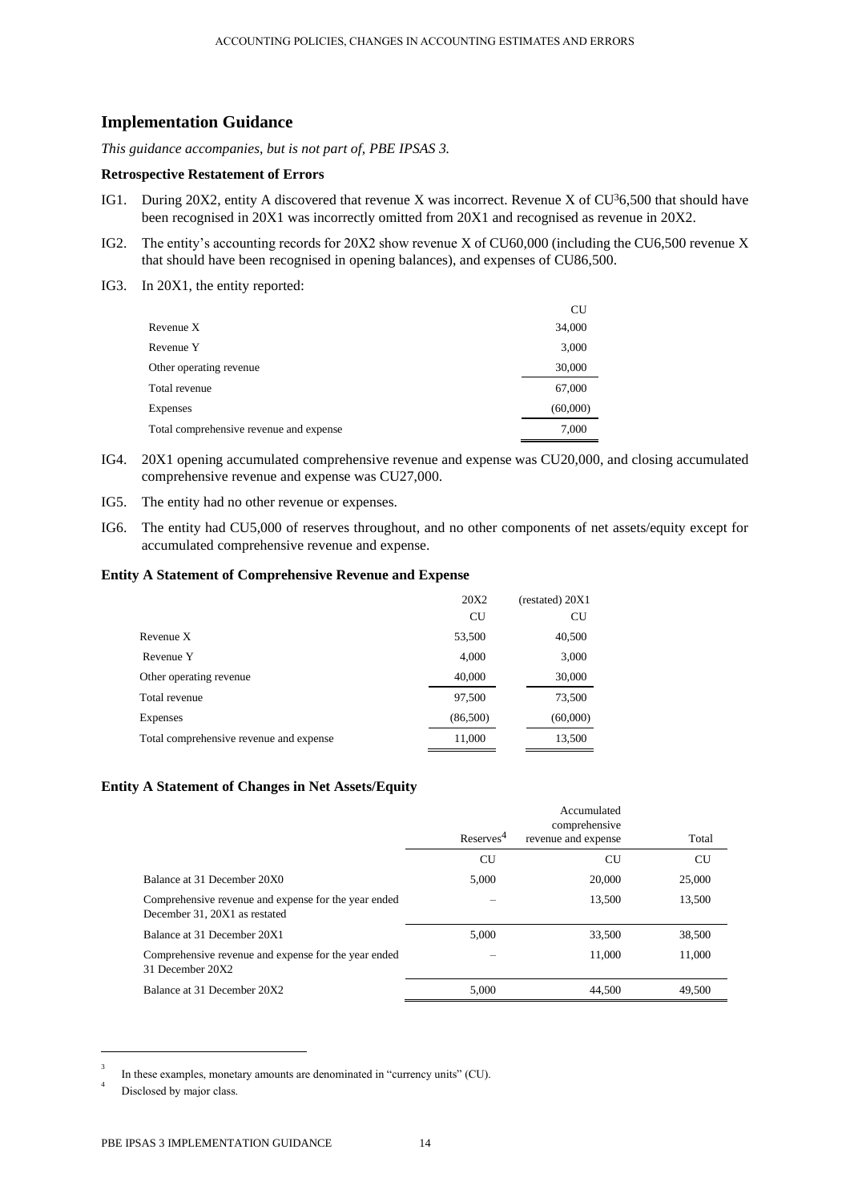## Implementation Guidance

*This guidance accompanies, but is not part of, PBE IPSAS 3.*

### Retrospective Restatement of Errors

IG1. During 20X2, entity A discovered that revenue X was incorrect. Revenue X of CU[3]6,500 that should have been recognised in 20X1 was incorrectly omitted from 20X1 and recognised as revenue in 20X2.

IG2. The entity's accounting records for 20X2 show revenue X of CU60,000 (including the CU6,500 revenue X that should have been recognised in opening balances), and expenses of CU86,500.

IG3. In 20X1, the entity reported:

| | CU |
|---|---|
| Revenue X | 34,000 |
| Revenue Y | 3,000 |
| Other operating revenue | 30,000 |
| Total revenue | 67,000 |
| Expenses | (60,000) |
| Total comprehensive revenue and expense | 7,000 |

IG4. 20X1 opening accumulated comprehensive revenue and expense was CU20,000, and closing accumulated comprehensive revenue and expense was CU27,000.

IG5. The entity had no other revenue or expenses.

IG6. The entity had CU5,000 of reserves throughout, and no other components of net assets/equity except for accumulated comprehensive revenue and expense.

### Entity A Statement of Comprehensive Revenue and Expense

| | 20X2 | (restated) 20X1 |
|---|---|---|
| | CU | CU |
| Revenue X | 53,500 | 40,500 |
| Revenue Y | 4,000 | 3,000 |
| Other operating revenue | 40,000 | 30,000 |
| Total revenue | 97,500 | 73,500 |
| Expenses | (86,500) | (60,000) |
| Total comprehensive revenue and expense | 11,000 | 13,500 |

### Entity A Statement of Changes in Net Assets/Equity

| | Reserves[4] | Accumulated comprehensive revenue and expense | Total |
|---|---|---|---|
| | CU | CU | CU |
| Balance at 31 December 20X0 | 5,000 | 20,000 | 25,000 |
| Comprehensive revenue and expense for the year ended December 31, 20X1 as restated | – | 13,500 | 13,500 |
| Balance at 31 December 20X1 | 5,000 | 33,500 | 38,500 |
| Comprehensive revenue and expense for the year ended 31 December 20X2 | – | 11,000 | 11,000 |
| Balance at 31 December 20X2 | 5,000 | 44,500 | 49,500 |

---

[3] In these examples, monetary amounts are denominated in "currency units" (CU).

[4] Disclosed by major class.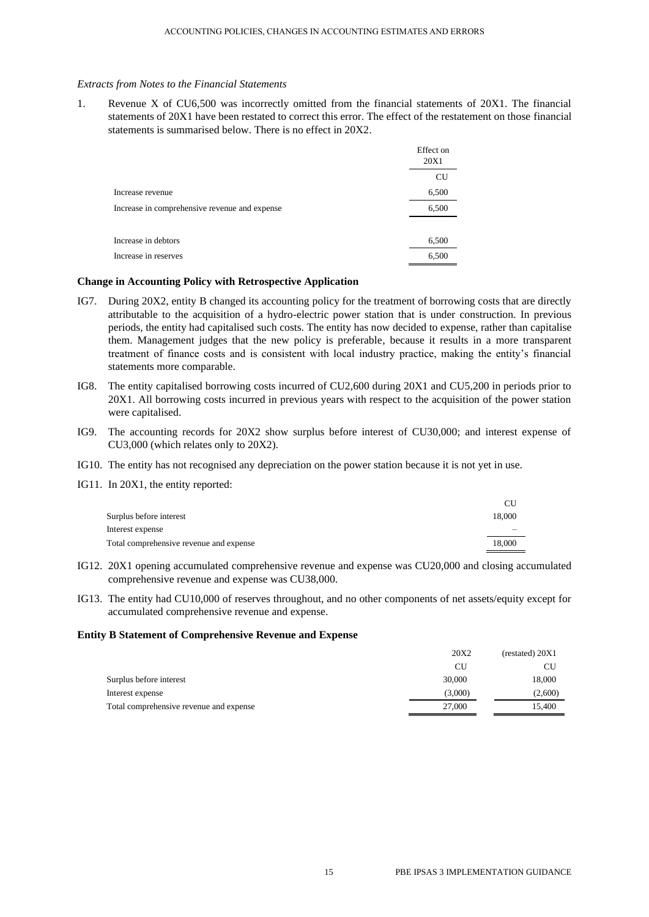*Extracts from Notes to the Financial Statements*

1. Revenue X of CU6,500 was incorrectly omitted from the financial statements of 20X1. The financial statements of 20X1 have been restated to correct this error. The effect of the restatement on those financial statements is summarised below. There is no effect in 20X2.

| | Effect on 20X1 |
|---|---|
| | CU |
| Increase revenue | 6,500 |
| Increase in comprehensive revenue and expense | 6,500 |
| | |
| Increase in debtors | 6,500 |
| Increase in reserves | 6,500 |

**Change in Accounting Policy with Retrospective Application**

IG7. During 20X2, entity B changed its accounting policy for the treatment of borrowing costs that are directly attributable to the acquisition of a hydro-electric power station that is under construction. In previous periods, the entity had capitalised such costs. The entity has now decided to expense, rather than capitalise them. Management judges that the new policy is preferable, because it results in a more transparent treatment of finance costs and is consistent with local industry practice, making the entity's financial statements more comparable.

IG8. The entity capitalised borrowing costs incurred of CU2,600 during 20X1 and CU5,200 in periods prior to 20X1. All borrowing costs incurred in previous years with respect to the acquisition of the power station were capitalised.

IG9. The accounting records for 20X2 show surplus before interest of CU30,000; and interest expense of CU3,000 (which relates only to 20X2).

IG10. The entity has not recognised any depreciation on the power station because it is not yet in use.

IG11. In 20X1, the entity reported:

| | CU |
|---|---|
| Surplus before interest | 18,000 |
| Interest expense | – |
| Total comprehensive revenue and expense | 18,000 |

IG12. 20X1 opening accumulated comprehensive revenue and expense was CU20,000 and closing accumulated comprehensive revenue and expense was CU38,000.

IG13. The entity had CU10,000 of reserves throughout, and no other components of net assets/equity except for accumulated comprehensive revenue and expense.

**Entity B Statement of Comprehensive Revenue and Expense**

| | 20X2 | (restated) 20X1 |
|---|---|---|
| | CU | CU |
| Surplus before interest | 30,000 | 18,000 |
| Interest expense | (3,000) | (2,600) |
| Total comprehensive revenue and expense | 27,000 | 15,400 |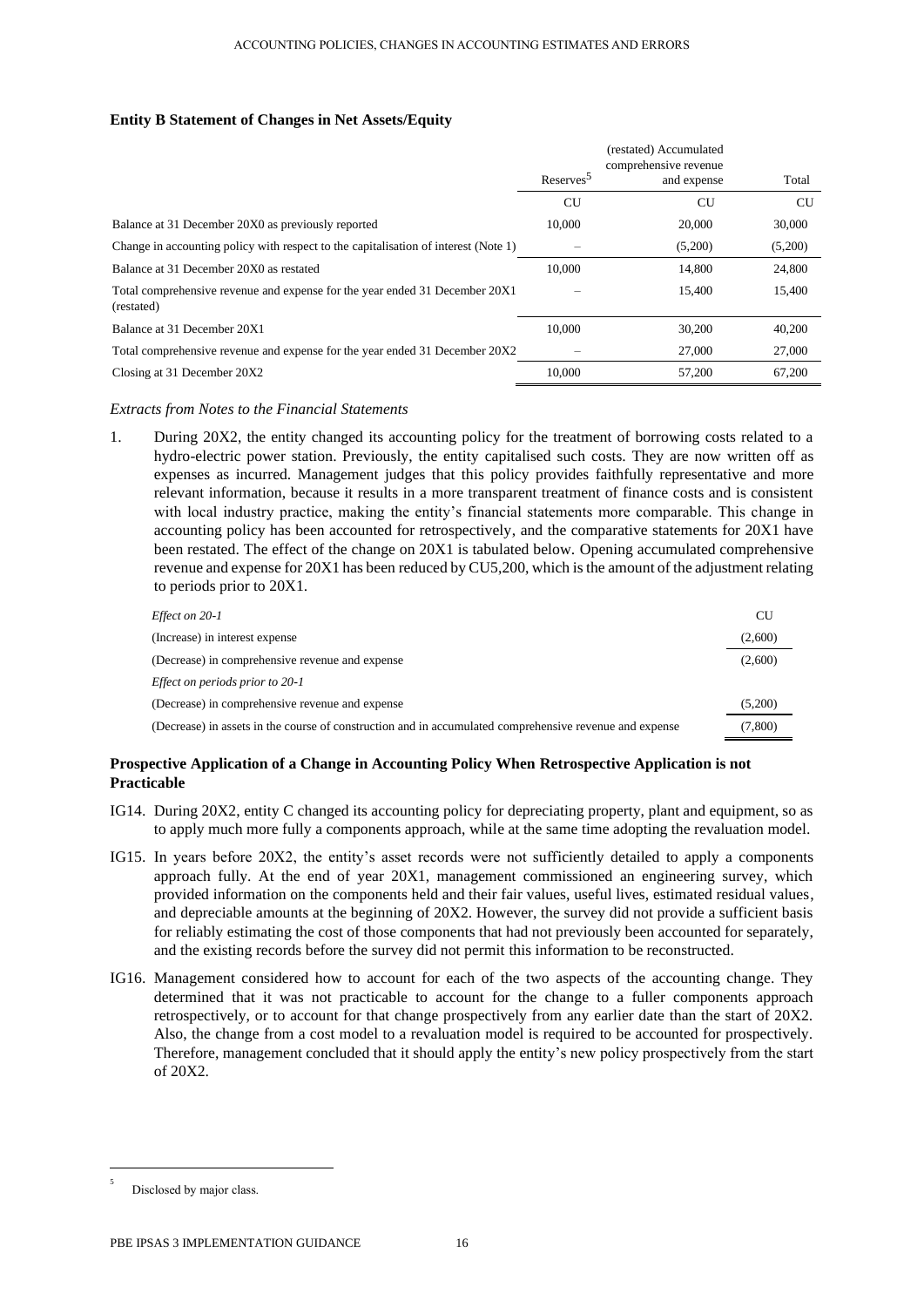**Entity B Statement of Changes in Net Assets/Equity**

| | Reserves[5] | (restated) Accumulated comprehensive revenue and expense | Total |
|---|---|---|---|
| | CU | CU | CU |
| Balance at 31 December 20X0 as previously reported | 10,000 | 20,000 | 30,000 |
| Change in accounting policy with respect to the capitalisation of interest (Note 1) | – | (5,200) | (5,200) |
| Balance at 31 December 20X0 as restated | 10,000 | 14,800 | 24,800 |
| Total comprehensive revenue and expense for the year ended 31 December 20X1 (restated) | – | 15,400 | 15,400 |
| Balance at 31 December 20X1 | 10,000 | 30,200 | 40,200 |
| Total comprehensive revenue and expense for the year ended 31 December 20X2 | – | 27,000 | 27,000 |
| Closing at 31 December 20X2 | 10,000 | 57,200 | 67,200 |

*Extracts from Notes to the Financial Statements*

1. During 20X2, the entity changed its accounting policy for the treatment of borrowing costs related to a hydro-electric power station. Previously, the entity capitalised such costs. They are now written off as expenses as incurred. Management judges that this policy provides faithfully representative and more relevant information, because it results in a more transparent treatment of finance costs and is consistent with local industry practice, making the entity's financial statements more comparable. This change in accounting policy has been accounted for retrospectively, and the comparative statements for 20X1 have been restated. The effect of the change on 20X1 is tabulated below. Opening accumulated comprehensive revenue and expense for 20X1 has been reduced by CU5,200, which is the amount of the adjustment relating to periods prior to 20X1.

| *Effect on 20-1* | CU |
|---|---|
| (Increase) in interest expense | (2,600) |
| (Decrease) in comprehensive revenue and expense | (2,600) |
| *Effect on periods prior to 20-1* | |
| (Decrease) in comprehensive revenue and expense | (5,200) |
| (Decrease) in assets in the course of construction and in accumulated comprehensive revenue and expense | (7,800) |

**Prospective Application of a Change in Accounting Policy When Retrospective Application is not Practicable**

IG14. During 20X2, entity C changed its accounting policy for depreciating property, plant and equipment, so as to apply much more fully a components approach, while at the same time adopting the revaluation model.

IG15. In years before 20X2, the entity's asset records were not sufficiently detailed to apply a components approach fully. At the end of year 20X1, management commissioned an engineering survey, which provided information on the components held and their fair values, useful lives, estimated residual values, and depreciable amounts at the beginning of 20X2. However, the survey did not provide a sufficient basis for reliably estimating the cost of those components that had not previously been accounted for separately, and the existing records before the survey did not permit this information to be reconstructed.

IG16. Management considered how to account for each of the two aspects of the accounting change. They determined that it was not practicable to account for the change to a fuller components approach retrospectively, or to account for that change prospectively from any earlier date than the start of 20X2. Also, the change from a cost model to a revaluation model is required to be accounted for prospectively. Therefore, management concluded that it should apply the entity's new policy prospectively from the start of 20X2.

[5] Disclosed by major class.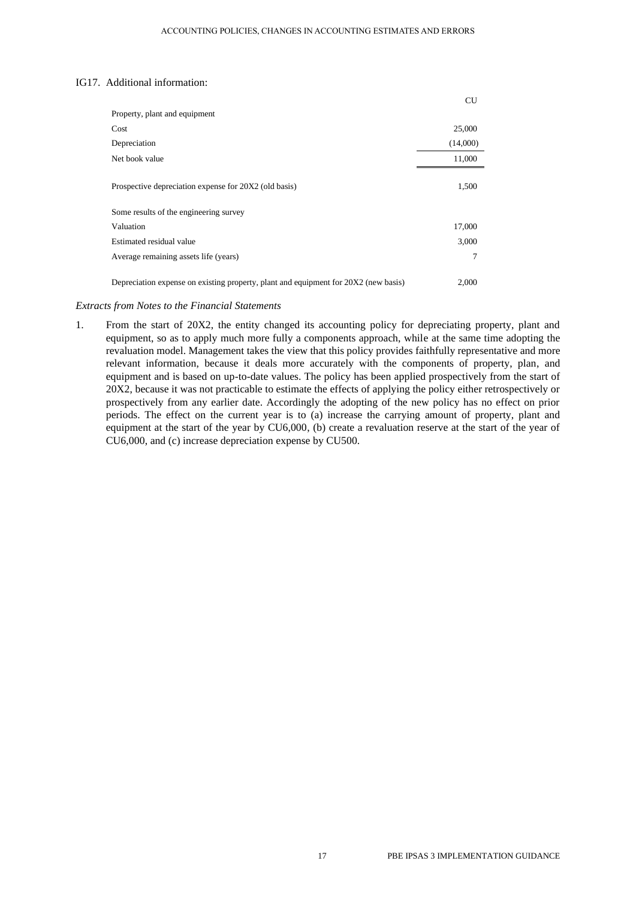IG17. Additional information:

| | CU |
|---|---|
| Property, plant and equipment | |
| Cost | 25,000 |
| Depreciation | (14,000) |
| Net book value | 11,000 |
| | |
| Prospective depreciation expense for 20X2 (old basis) | 1,500 |
| | |
| Some results of the engineering survey | |
| Valuation | 17,000 |
| Estimated residual value | 3,000 |
| Average remaining assets life (years) | 7 |
| | |
| Depreciation expense on existing property, plant and equipment for 20X2 (new basis) | 2,000 |

*Extracts from Notes to the Financial Statements*

1. From the start of 20X2, the entity changed its accounting policy for depreciating property, plant and equipment, so as to apply much more fully a components approach, while at the same time adopting the revaluation model. Management takes the view that this policy provides faithfully representative and more relevant information, because it deals more accurately with the components of property, plan, and equipment and is based on up-to-date values. The policy has been applied prospectively from the start of 20X2, because it was not practicable to estimate the effects of applying the policy either retrospectively or prospectively from any earlier date. Accordingly the adopting of the new policy has no effect on prior periods. The effect on the current year is to (a) increase the carrying amount of property, plant and equipment at the start of the year by CU6,000, (b) create a revaluation reserve at the start of the year of CU6,000, and (c) increase depreciation expense by CU500.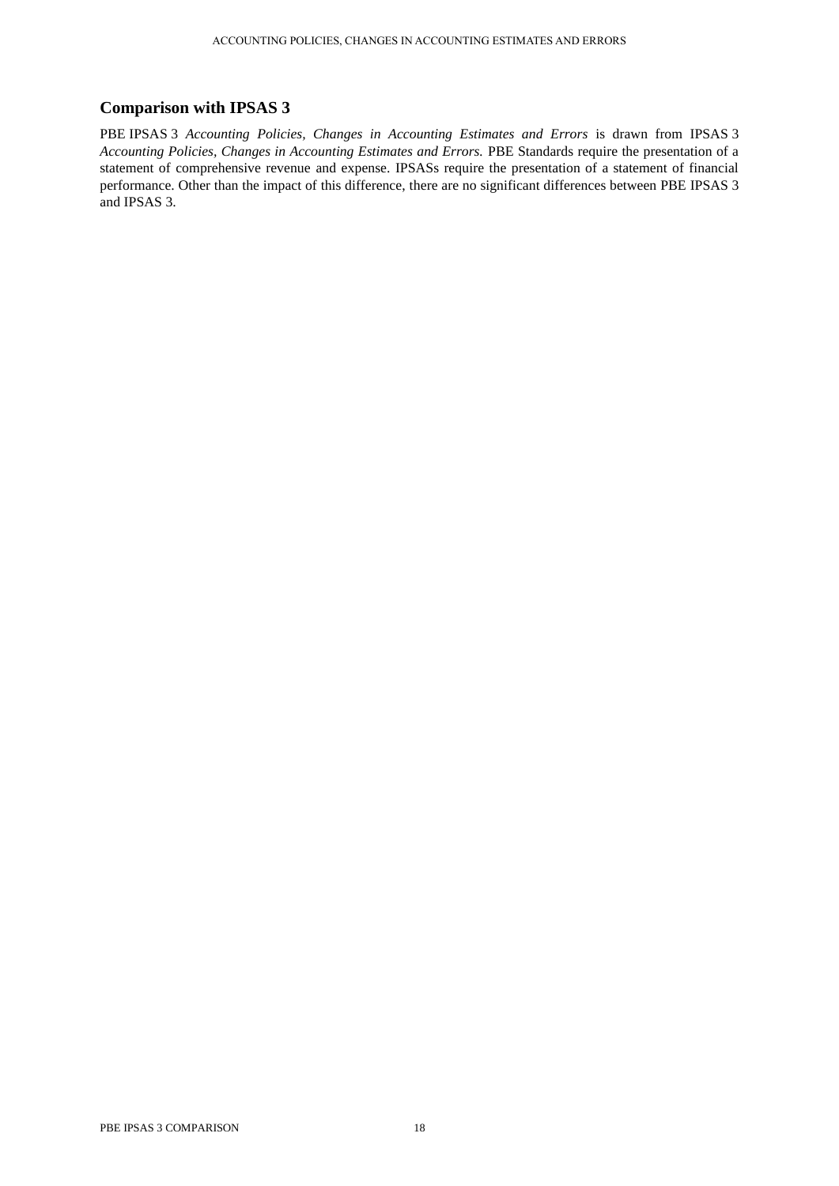## Comparison with IPSAS 3

PBE IPSAS 3 *Accounting Policies, Changes in Accounting Estimates and Errors* is drawn from IPSAS 3 *Accounting Policies, Changes in Accounting Estimates and Errors.* PBE Standards require the presentation of a statement of comprehensive revenue and expense. IPSASs require the presentation of a statement of financial performance. Other than the impact of this difference, there are no significant differences between PBE IPSAS 3 and IPSAS 3.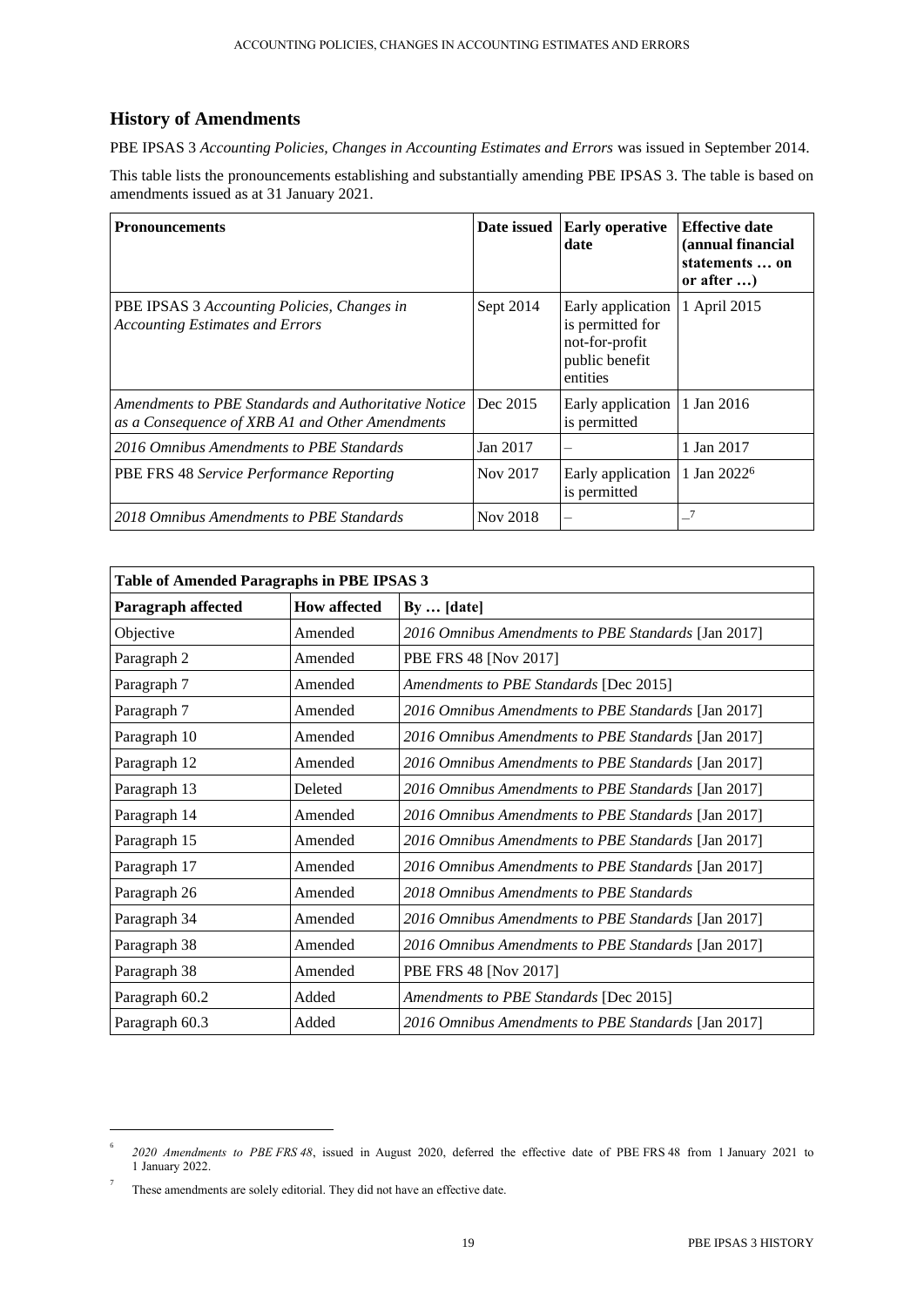## History of Amendments

PBE IPSAS 3 *Accounting Policies, Changes in Accounting Estimates and Errors* was issued in September 2014.

This table lists the pronouncements establishing and substantially amending PBE IPSAS 3. The table is based on amendments issued as at 31 January 2021.

| **Pronouncements** | **Date issued** | **Early operative date** | **Effective date (annual financial statements … on or after …)** |
|---|---|---|---|
| PBE IPSAS 3 *Accounting Policies, Changes in Accounting Estimates and Errors* | Sept 2014 | Early application is permitted for not-for-profit public benefit entities | 1 April 2015 |
| *Amendments to PBE Standards and Authoritative Notice as a Consequence of XRB A1 and Other Amendments* | Dec 2015 | Early application is permitted | 1 Jan 2016 |
| *2016 Omnibus Amendments to PBE Standards* | Jan 2017 | – | 1 Jan 2017 |
| PBE FRS 48 *Service Performance Reporting* | Nov 2017 | Early application is permitted | 1 Jan 2022[6] |
| *2018 Omnibus Amendments to PBE Standards* | Nov 2018 | – | –[7] |

| **Table of Amended Paragraphs in PBE IPSAS 3** | | |
|---|---|---|
| **Paragraph affected** | **How affected** | **By … [date]** |
| Objective | Amended | *2016 Omnibus Amendments to PBE Standards* [Jan 2017] |
| Paragraph 2 | Amended | PBE FRS 48 [Nov 2017] |
| Paragraph 7 | Amended | *Amendments to PBE Standards* [Dec 2015] |
| Paragraph 7 | Amended | *2016 Omnibus Amendments to PBE Standards* [Jan 2017] |
| Paragraph 10 | Amended | *2016 Omnibus Amendments to PBE Standards* [Jan 2017] |
| Paragraph 12 | Amended | *2016 Omnibus Amendments to PBE Standards* [Jan 2017] |
| Paragraph 13 | Deleted | *2016 Omnibus Amendments to PBE Standards* [Jan 2017] |
| Paragraph 14 | Amended | *2016 Omnibus Amendments to PBE Standards* [Jan 2017] |
| Paragraph 15 | Amended | *2016 Omnibus Amendments to PBE Standards* [Jan 2017] |
| Paragraph 17 | Amended | *2016 Omnibus Amendments to PBE Standards* [Jan 2017] |
| Paragraph 26 | Amended | *2018 Omnibus Amendments to PBE Standards* |
| Paragraph 34 | Amended | *2016 Omnibus Amendments to PBE Standards* [Jan 2017] |
| Paragraph 38 | Amended | *2016 Omnibus Amendments to PBE Standards* [Jan 2017] |
| Paragraph 38 | Amended | PBE FRS 48 [Nov 2017] |
| Paragraph 60.2 | Added | *Amendments to PBE Standards* [Dec 2015] |
| Paragraph 60.3 | Added | *2016 Omnibus Amendments to PBE Standards* [Jan 2017] |

[6] *2020 Amendments to PBE FRS 48*, issued in August 2020, deferred the effective date of PBE FRS 48 from 1 January 2021 to 1 January 2022.

[7] These amendments are solely editorial. They did not have an effective date.